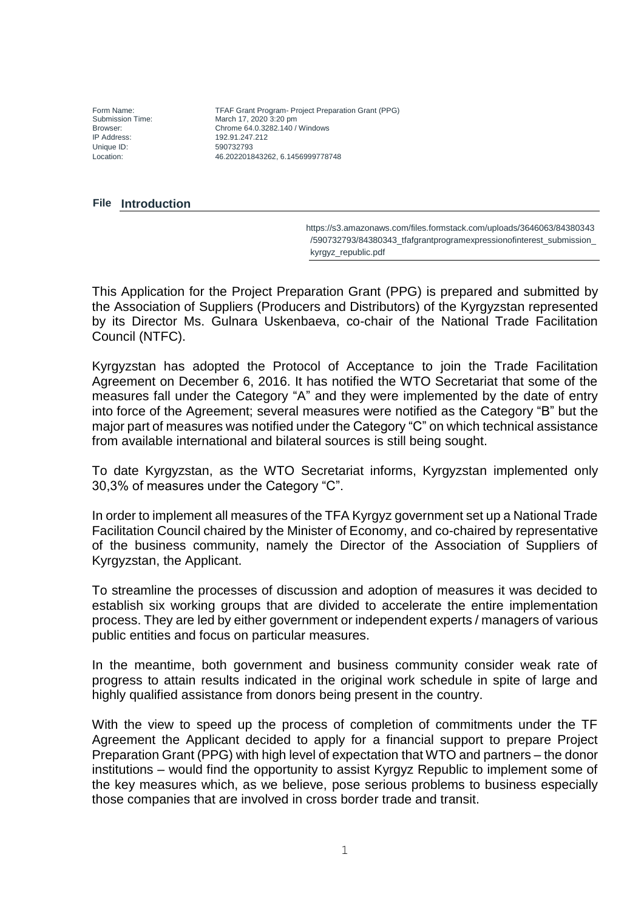| | |
|---|---|
| Form Name: | TFAF Grant Program- Project Preparation Grant (PPG) |
| Submission Time: | March 17, 2020 3:20 pm |
| Browser: | Chrome 64.0.3282.140 / Windows |
| IP Address: | 192.91.247.212 |
| Unique ID: | 590732793 |
| Location: | 46.202201843262, 6.1456999778748 |

## Introduction

| File | |
|---|---|
| | https://s3.amazonaws.com/files.formstack.com/uploads/3646063/84380343/590732793/84380343_tfafgrantprogramexpressionofinterest_submission_kyrgyz_republic.pdf |

This Application for the Project Preparation Grant (PPG) is prepared and submitted by the Association of Suppliers (Producers and Distributors) of the Kyrgyzstan represented by its Director Ms. Gulnara Uskenbaeva, co-chair of the National Trade Facilitation Council (NTFC).

Kyrgyzstan has adopted the Protocol of Acceptance to join the Trade Facilitation Agreement on December 6, 2016. It has notified the WTO Secretariat that some of the measures fall under the Category "A" and they were implemented by the date of entry into force of the Agreement; several measures were notified as the Category "B" but the major part of measures was notified under the Category "C" on which technical assistance from available international and bilateral sources is still being sought.

To date Kyrgyzstan, as the WTO Secretariat informs, Kyrgyzstan implemented only 30,3% of measures under the Category "C".

In order to implement all measures of the TFA Kyrgyz government set up a National Trade Facilitation Council chaired by the Minister of Economy, and co-chaired by representative of the business community, namely the Director of the Association of Suppliers of Kyrgyzstan, the Applicant.

To streamline the processes of discussion and adoption of measures it was decided to establish six working groups that are divided to accelerate the entire implementation process. They are led by either government or independent experts / managers of various public entities and focus on particular measures.

In the meantime, both government and business community consider weak rate of progress to attain results indicated in the original work schedule in spite of large and highly qualified assistance from donors being present in the country.

With the view to speed up the process of completion of commitments under the TF Agreement the Applicant decided to apply for a financial support to prepare Project Preparation Grant (PPG) with high level of expectation that WTO and partners – the donor institutions – would find the opportunity to assist Kyrgyz Republic to implement some of the key measures which, as we believe, pose serious problems to business especially those companies that are involved in cross border trade and transit.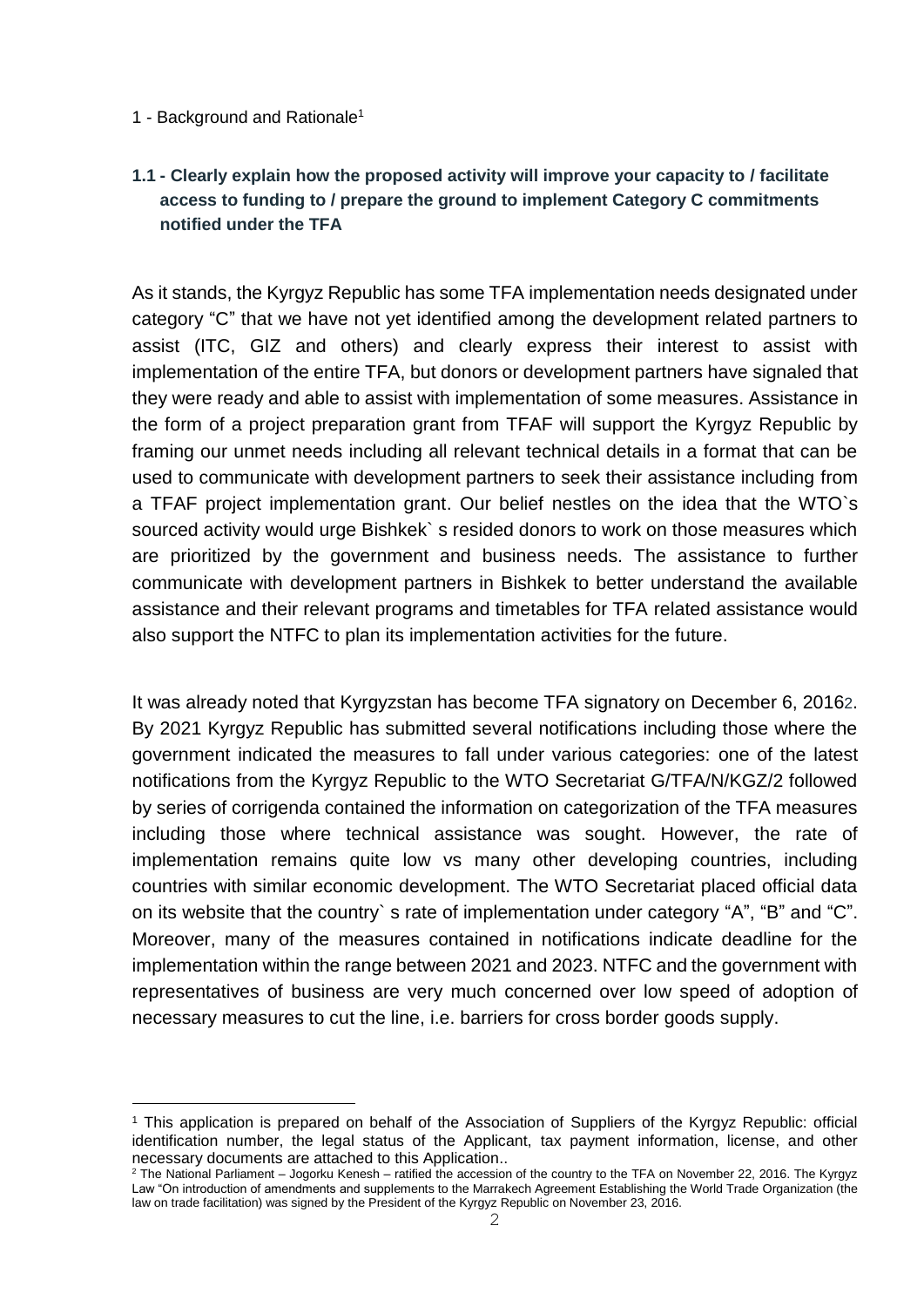1 - Background and Rationale[1]

**1.1 - Clearly explain how the proposed activity will improve your capacity to / facilitate access to funding to / prepare the ground to implement Category C commitments notified under the TFA**

As it stands, the Kyrgyz Republic has some TFA implementation needs designated under category "C" that we have not yet identified among the development related partners to assist (ITC, GIZ and others) and clearly express their interest to assist with implementation of the entire TFA, but donors or development partners have signaled that they were ready and able to assist with implementation of some measures. Assistance in the form of a project preparation grant from TFAF will support the Kyrgyz Republic by framing our unmet needs including all relevant technical details in a format that can be used to communicate with development partners to seek their assistance including from a TFAF project implementation grant. Our belief nestles on the idea that the WTO`s sourced activity would urge Bishkek` s resided donors to work on those measures which are prioritized by the government and business needs. The assistance to further communicate with development partners in Bishkek to better understand the available assistance and their relevant programs and timetables for TFA related assistance would also support the NTFC to plan its implementation activities for the future.

It was already noted that Kyrgyzstan has become TFA signatory on December 6, 2016[2]. By 2021 Kyrgyz Republic has submitted several notifications including those where the government indicated the measures to fall under various categories: one of the latest notifications from the Kyrgyz Republic to the WTO Secretariat G/TFA/N/KGZ/2 followed by series of corrigenda contained the information on categorization of the TFA measures including those where technical assistance was sought. However, the rate of implementation remains quite low vs many other developing countries, including countries with similar economic development. The WTO Secretariat placed official data on its website that the country` s rate of implementation under category "A", "B" and "C". Moreover, many of the measures contained in notifications indicate deadline for the implementation within the range between 2021 and 2023. NTFC and the government with representatives of business are very much concerned over low speed of adoption of necessary measures to cut the line, i.e. barriers for cross border goods supply.

[1] This application is prepared on behalf of the Association of Suppliers of the Kyrgyz Republic: official identification number, the legal status of the Applicant, tax payment information, license, and other necessary documents are attached to this Application..

[2] The National Parliament – Jogorku Kenesh – ratified the accession of the country to the TFA on November 22, 2016. The Kyrgyz Law "On introduction of amendments and supplements to the Marrakech Agreement Establishing the World Trade Organization (the law on trade facilitation) was signed by the President of the Kyrgyz Republic on November 23, 2016.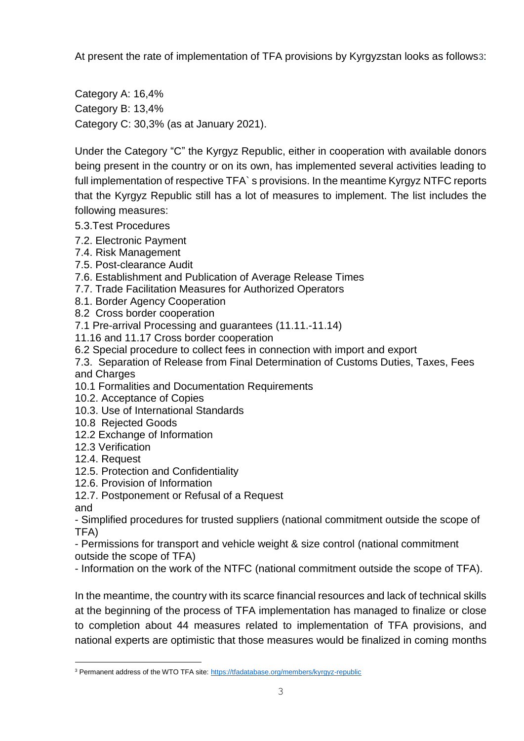At present the rate of implementation of TFA provisions by Kyrgyzstan looks as follows[3]:

Category A: 16,4%
Category B: 13,4%
Category C: 30,3% (as at January 2021).

Under the Category "C" the Kyrgyz Republic, either in cooperation with available donors being present in the country or on its own, has implemented several activities leading to full implementation of respective TFA` s provisions. In the meantime Kyrgyz NTFC reports that the Kyrgyz Republic still has a lot of measures to implement. The list includes the following measures:

5.3.Test Procedures
7.2. Electronic Payment
7.4. Risk Management
7.5. Post-clearance Audit
7.6. Establishment and Publication of Average Release Times
7.7. Trade Facilitation Measures for Authorized Operators
8.1. Border Agency Cooperation
8.2 Cross border cooperation
7.1 Pre-arrival Processing and guarantees (11.11.-11.14)
11.16 and 11.17 Cross border cooperation
6.2 Special procedure to collect fees in connection with import and export
7.3. Separation of Release from Final Determination of Customs Duties, Taxes, Fees and Charges
10.1 Formalities and Documentation Requirements
10.2. Acceptance of Copies
10.3. Use of International Standards
10.8 Rejected Goods
12.2 Exchange of Information
12.3 Verification
12.4. Request
12.5. Protection and Confidentiality
12.6. Provision of Information
12.7. Postponement or Refusal of a Request
and
- Simplified procedures for trusted suppliers (national commitment outside the scope of TFA)
- Permissions for transport and vehicle weight & size control (national commitment outside the scope of TFA)
- Information on the work of the NTFC (national commitment outside the scope of TFA).

In the meantime, the country with its scarce financial resources and lack of technical skills at the beginning of the process of TFA implementation has managed to finalize or close to completion about 44 measures related to implementation of TFA provisions, and national experts are optimistic that those measures would be finalized in coming months

[3] Permanent address of the WTO TFA site: https://tfadatabase.org/members/kyrgyz-republic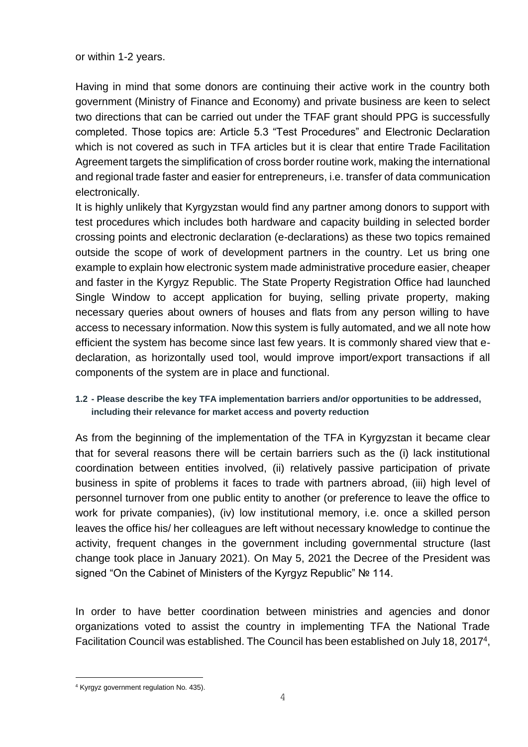or within 1-2 years.

Having in mind that some donors are continuing their active work in the country both government (Ministry of Finance and Economy) and private business are keen to select two directions that can be carried out under the TFAF grant should PPG is successfully completed. Those topics are: Article 5.3 "Test Procedures" and Electronic Declaration which is not covered as such in TFA articles but it is clear that entire Trade Facilitation Agreement targets the simplification of cross border routine work, making the international and regional trade faster and easier for entrepreneurs, i.e. transfer of data communication electronically.

It is highly unlikely that Kyrgyzstan would find any partner among donors to support with test procedures which includes both hardware and capacity building in selected border crossing points and electronic declaration (e-declarations) as these two topics remained outside the scope of work of development partners in the country. Let us bring one example to explain how electronic system made administrative procedure easier, cheaper and faster in the Kyrgyz Republic. The State Property Registration Office had launched Single Window to accept application for buying, selling private property, making necessary queries about owners of houses and flats from any person willing to have access to necessary information. Now this system is fully automated, and we all note how efficient the system has become since last few years. It is commonly shared view that e-declaration, as horizontally used tool, would improve import/export transactions if all components of the system are in place and functional.

#### 1.2 - Please describe the key TFA implementation barriers and/or opportunities to be addressed, including their relevance for market access and poverty reduction

As from the beginning of the implementation of the TFA in Kyrgyzstan it became clear that for several reasons there will be certain barriers such as the (i) lack institutional coordination between entities involved, (ii) relatively passive participation of private business in spite of problems it faces to trade with partners abroad, (iii) high level of personnel turnover from one public entity to another (or preference to leave the office to work for private companies), (iv) low institutional memory, i.e. once a skilled person leaves the office his/ her colleagues are left without necessary knowledge to continue the activity, frequent changes in the government including governmental structure (last change took place in January 2021). On May 5, 2021 the Decree of the President was signed "On the Cabinet of Ministers of the Kyrgyz Republic" № 114.

In order to have better coordination between ministries and agencies and donor organizations voted to assist the country in implementing TFA the National Trade Facilitation Council was established. The Council has been established on July 18, 2017[4],

[4] Kyrgyz government regulation No. 435).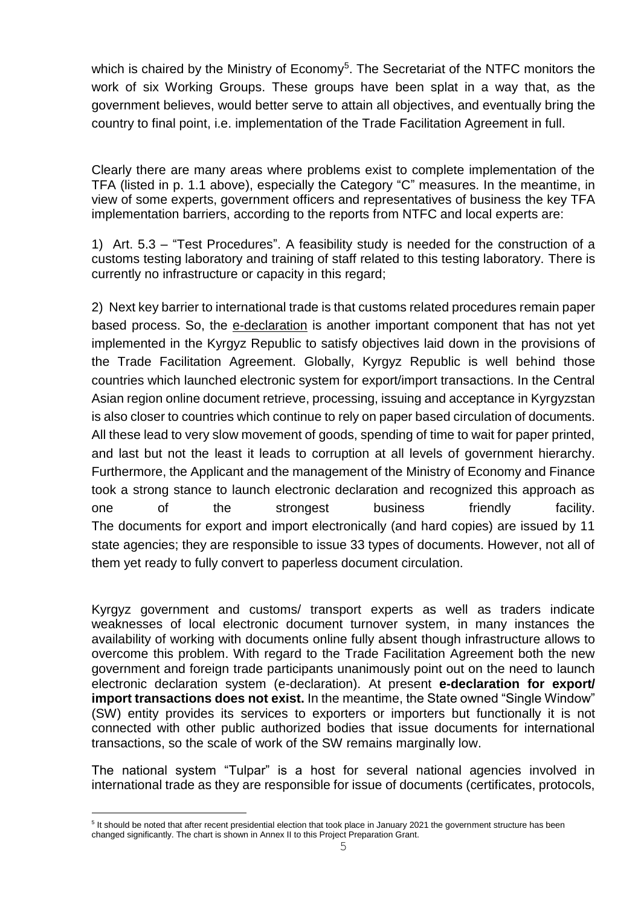which is chaired by the Ministry of Economy[5]. The Secretariat of the NTFC monitors the work of six Working Groups. These groups have been splat in a way that, as the government believes, would better serve to attain all objectives, and eventually bring the country to final point, i.e. implementation of the Trade Facilitation Agreement in full.

Clearly there are many areas where problems exist to complete implementation of the TFA (listed in p. 1.1 above), especially the Category "C" measures. In the meantime, in view of some experts, government officers and representatives of business the key TFA implementation barriers, according to the reports from NTFC and local experts are:

1) Art. 5.3 – "Test Procedures". A feasibility study is needed for the construction of a customs testing laboratory and training of staff related to this testing laboratory. There is currently no infrastructure or capacity in this regard;

2) Next key barrier to international trade is that customs related procedures remain paper based process. So, the e-declaration is another important component that has not yet implemented in the Kyrgyz Republic to satisfy objectives laid down in the provisions of the Trade Facilitation Agreement. Globally, Kyrgyz Republic is well behind those countries which launched electronic system for export/import transactions. In the Central Asian region online document retrieve, processing, issuing and acceptance in Kyrgyzstan is also closer to countries which continue to rely on paper based circulation of documents. All these lead to very slow movement of goods, spending of time to wait for paper printed, and last but not the least it leads to corruption at all levels of government hierarchy. Furthermore, the Applicant and the management of the Ministry of Economy and Finance took a strong stance to launch electronic declaration and recognized this approach as one of the strongest business friendly facility. The documents for export and import electronically (and hard copies) are issued by 11 state agencies; they are responsible to issue 33 types of documents. However, not all of them yet ready to fully convert to paperless document circulation.

Kyrgyz government and customs/ transport experts as well as traders indicate weaknesses of local electronic document turnover system, in many instances the availability of working with documents online fully absent though infrastructure allows to overcome this problem. With regard to the Trade Facilitation Agreement both the new government and foreign trade participants unanimously point out on the need to launch electronic declaration system (e-declaration). At present **e-declaration for export/ import transactions does not exist.** In the meantime, the State owned "Single Window" (SW) entity provides its services to exporters or importers but functionally it is not connected with other public authorized bodies that issue documents for international transactions, so the scale of work of the SW remains marginally low.

The national system "Tulpar" is a host for several national agencies involved in international trade as they are responsible for issue of documents (certificates, protocols,

[5] It should be noted that after recent presidential election that took place in January 2021 the government structure has been changed significantly. The chart is shown in Annex II to this Project Preparation Grant.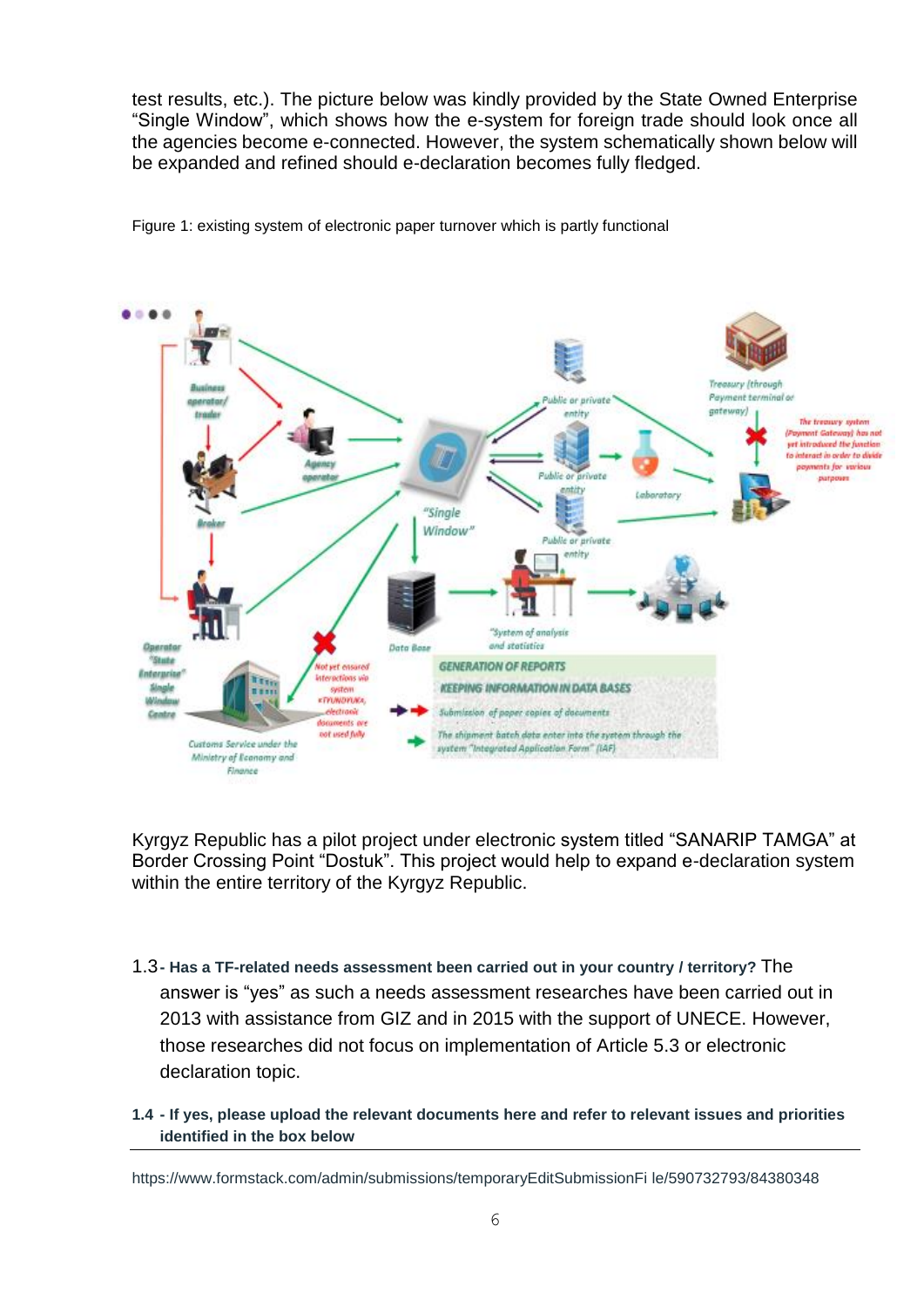test results, etc.). The picture below was kindly provided by the State Owned Enterprise "Single Window", which shows how the e-system for foreign trade should look once all the agencies become e-connected. However, the system schematically shown below will be expanded and refined should e-declaration becomes fully fledged.

Figure 1: existing system of electronic paper turnover which is partly functional

Kyrgyz Republic has a pilot project under electronic system titled "SANARIP TAMGA" at Border Crossing Point "Dostuk". This project would help to expand e-declaration system within the entire territory of the Kyrgyz Republic.

1.3 - **Has a TF-related needs assessment been carried out in your country / territory?** The answer is "yes" as such a needs assessment researches have been carried out in 2013 with assistance from GIZ and in 2015 with the support of UNECE. However, those researches did not focus on implementation of Article 5.3 or electronic declaration topic.

**1.4 - If yes, please upload the relevant documents here and refer to relevant issues and priorities identified in the box below**

https://www.formstack.com/admin/submissions/temporaryEditSubmissionFi le/590732793/84380348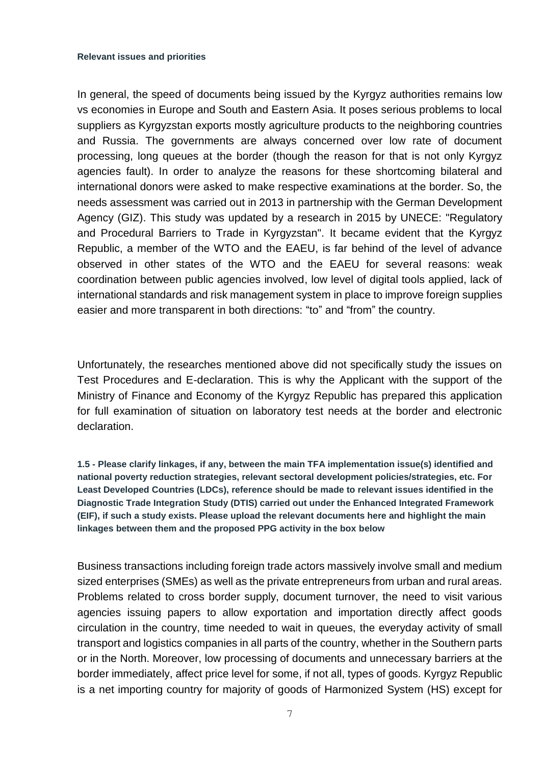**Relevant issues and priorities**

In general, the speed of documents being issued by the Kyrgyz authorities remains low vs economies in Europe and South and Eastern Asia. It poses serious problems to local suppliers as Kyrgyzstan exports mostly agriculture products to the neighboring countries and Russia. The governments are always concerned over low rate of document processing, long queues at the border (though the reason for that is not only Kyrgyz agencies fault). In order to analyze the reasons for these shortcoming bilateral and international donors were asked to make respective examinations at the border. So, the needs assessment was carried out in 2013 in partnership with the German Development Agency (GIZ). This study was updated by a research in 2015 by UNECE: "Regulatory and Procedural Barriers to Trade in Kyrgyzstan". It became evident that the Kyrgyz Republic, a member of the WTO and the EAEU, is far behind of the level of advance observed in other states of the WTO and the EAEU for several reasons: weak coordination between public agencies involved, low level of digital tools applied, lack of international standards and risk management system in place to improve foreign supplies easier and more transparent in both directions: "to" and "from" the country.

Unfortunately, the researches mentioned above did not specifically study the issues on Test Procedures and E-declaration. This is why the Applicant with the support of the Ministry of Finance and Economy of the Kyrgyz Republic has prepared this application for full examination of situation on laboratory test needs at the border and electronic declaration.

**1.5 - Please clarify linkages, if any, between the main TFA implementation issue(s) identified and national poverty reduction strategies, relevant sectoral development policies/strategies, etc. For Least Developed Countries (LDCs), reference should be made to relevant issues identified in the Diagnostic Trade Integration Study (DTIS) carried out under the Enhanced Integrated Framework (EIF), if such a study exists. Please upload the relevant documents here and highlight the main linkages between them and the proposed PPG activity in the box below**

Business transactions including foreign trade actors massively involve small and medium sized enterprises (SMEs) as well as the private entrepreneurs from urban and rural areas. Problems related to cross border supply, document turnover, the need to visit various agencies issuing papers to allow exportation and importation directly affect goods circulation in the country, time needed to wait in queues, the everyday activity of small transport and logistics companies in all parts of the country, whether in the Southern parts or in the North. Moreover, low processing of documents and unnecessary barriers at the border immediately, affect price level for some, if not all, types of goods. Kyrgyz Republic is a net importing country for majority of goods of Harmonized System (HS) except for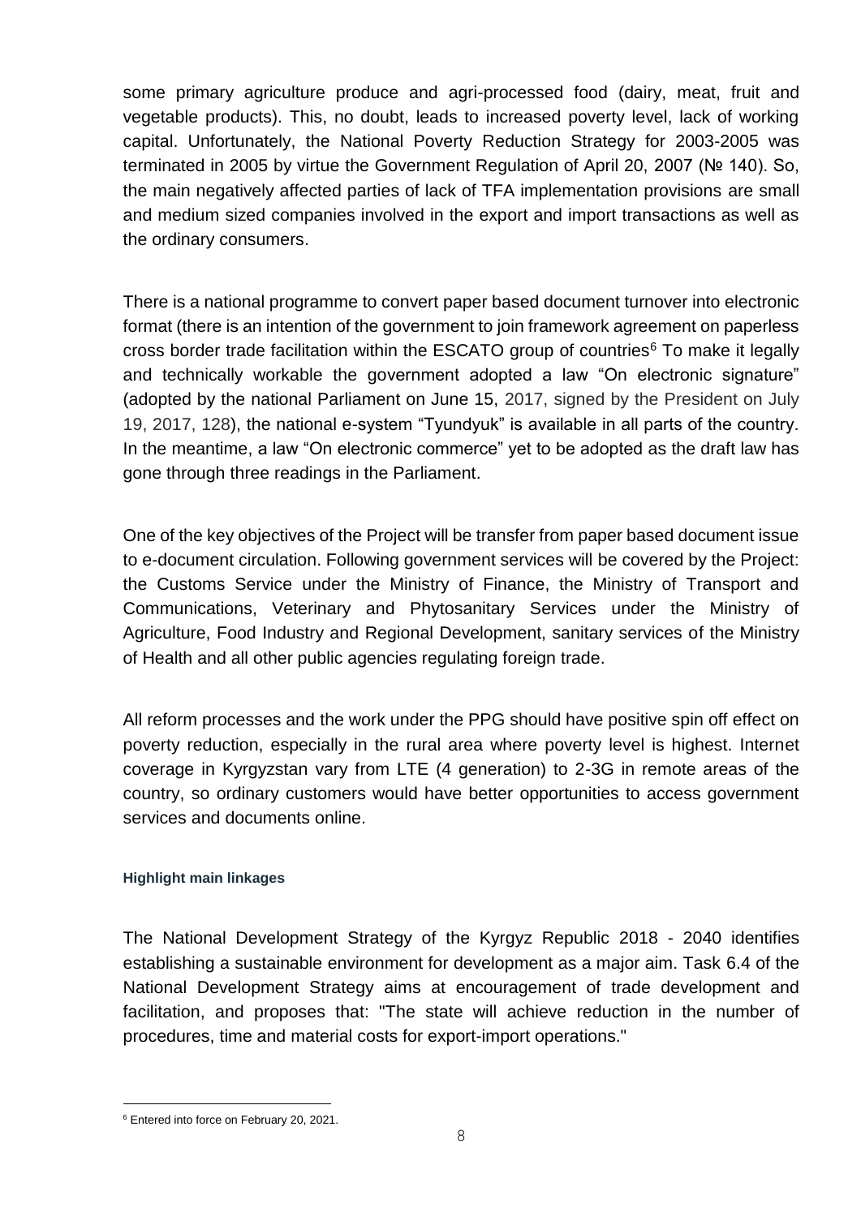some primary agriculture produce and agri-processed food (dairy, meat, fruit and vegetable products). This, no doubt, leads to increased poverty level, lack of working capital. Unfortunately, the National Poverty Reduction Strategy for 2003-2005 was terminated in 2005 by virtue the Government Regulation of April 20, 2007 (№ 140). So, the main negatively affected parties of lack of TFA implementation provisions are small and medium sized companies involved in the export and import transactions as well as the ordinary consumers.

There is a national programme to convert paper based document turnover into electronic format (there is an intention of the government to join framework agreement on paperless cross border trade facilitation within the ESCATO group of countries[6] To make it legally and technically workable the government adopted a law "On electronic signature" (adopted by the national Parliament on June 15, 2017, signed by the President on July 19, 2017, 128), the national e-system "Tyundyuk" is available in all parts of the country. In the meantime, a law "On electronic commerce" yet to be adopted as the draft law has gone through three readings in the Parliament.

One of the key objectives of the Project will be transfer from paper based document issue to e-document circulation. Following government services will be covered by the Project: the Customs Service under the Ministry of Finance, the Ministry of Transport and Communications, Veterinary and Phytosanitary Services under the Ministry of Agriculture, Food Industry and Regional Development, sanitary services of the Ministry of Health and all other public agencies regulating foreign trade.

All reform processes and the work under the PPG should have positive spin off effect on poverty reduction, especially in the rural area where poverty level is highest. Internet coverage in Kyrgyzstan vary from LTE (4 generation) to 2-3G in remote areas of the country, so ordinary customers would have better opportunities to access government services and documents online.

#### Highlight main linkages

The National Development Strategy of the Kyrgyz Republic 2018 - 2040 identifies establishing a sustainable environment for development as a major aim. Task 6.4 of the National Development Strategy aims at encouragement of trade development and facilitation, and proposes that: "The state will achieve reduction in the number of procedures, time and material costs for export-import operations."

[6] Entered into force on February 20, 2021.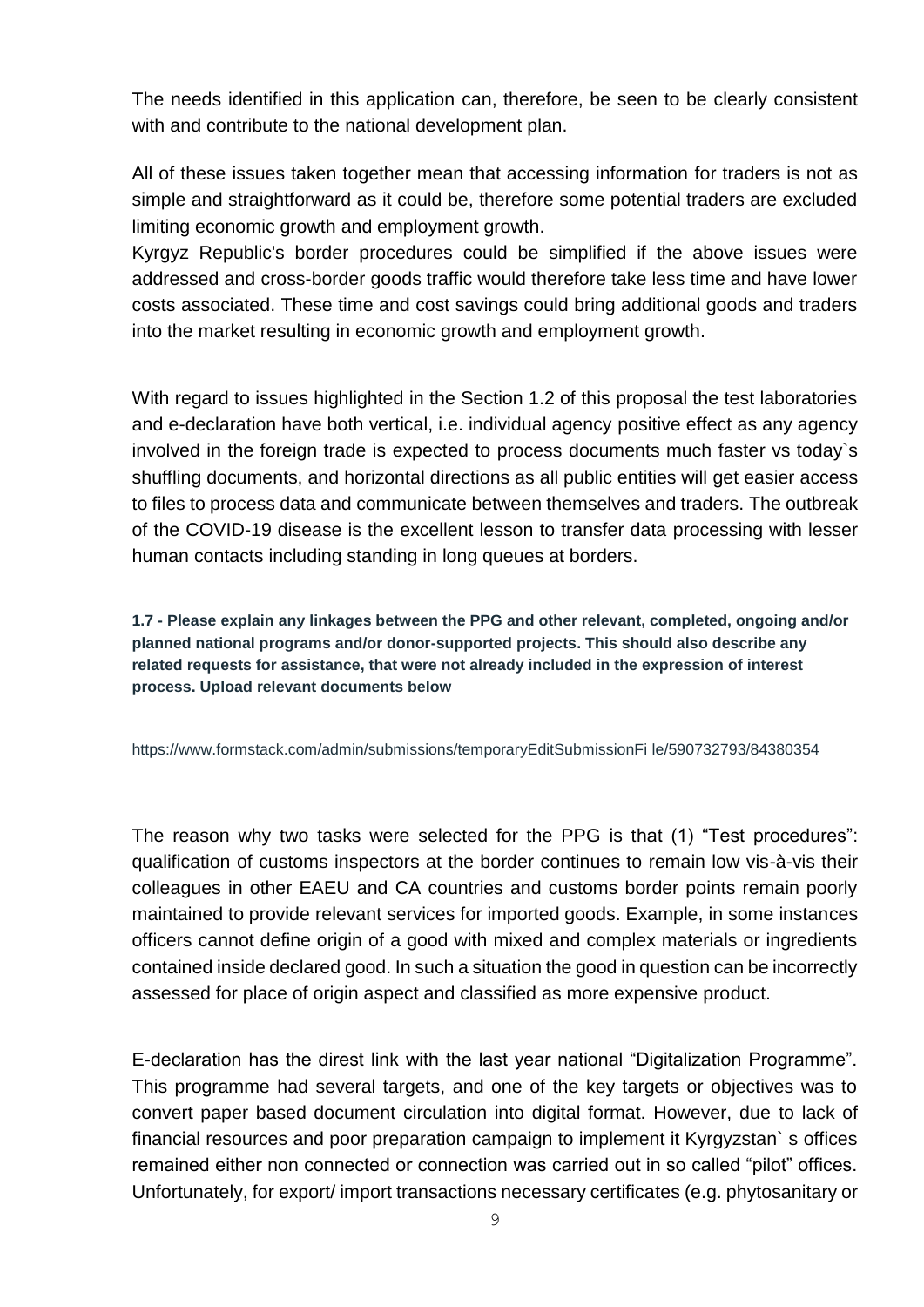The needs identified in this application can, therefore, be seen to be clearly consistent with and contribute to the national development plan.

All of these issues taken together mean that accessing information for traders is not as simple and straightforward as it could be, therefore some potential traders are excluded limiting economic growth and employment growth.
Kyrgyz Republic's border procedures could be simplified if the above issues were addressed and cross-border goods traffic would therefore take less time and have lower costs associated. These time and cost savings could bring additional goods and traders into the market resulting in economic growth and employment growth.

With regard to issues highlighted in the Section 1.2 of this proposal the test laboratories and e-declaration have both vertical, i.e. individual agency positive effect as any agency involved in the foreign trade is expected to process documents much faster vs today`s shuffling documents, and horizontal directions as all public entities will get easier access to files to process data and communicate between themselves and traders. The outbreak of the COVID-19 disease is the excellent lesson to transfer data processing with lesser human contacts including standing in long queues at borders.

**1.7 - Please explain any linkages between the PPG and other relevant, completed, ongoing and/or planned national programs and/or donor-supported projects. This should also describe any related requests for assistance, that were not already included in the expression of interest process. Upload relevant documents below**

https://www.formstack.com/admin/submissions/temporaryEditSubmissionFi le/590732793/84380354

The reason why two tasks were selected for the PPG is that (1) "Test procedures": qualification of customs inspectors at the border continues to remain low vis-à-vis their colleagues in other EAEU and CA countries and customs border points remain poorly maintained to provide relevant services for imported goods. Example, in some instances officers cannot define origin of a good with mixed and complex materials or ingredients contained inside declared good. In such a situation the good in question can be incorrectly assessed for place of origin aspect and classified as more expensive product.

E-declaration has the direst link with the last year national "Digitalization Programme". This programme had several targets, and one of the key targets or objectives was to convert paper based document circulation into digital format. However, due to lack of financial resources and poor preparation campaign to implement it Kyrgyzstan` s offices remained either non connected or connection was carried out in so called "pilot" offices. Unfortunately, for export/ import transactions necessary certificates (e.g. phytosanitary or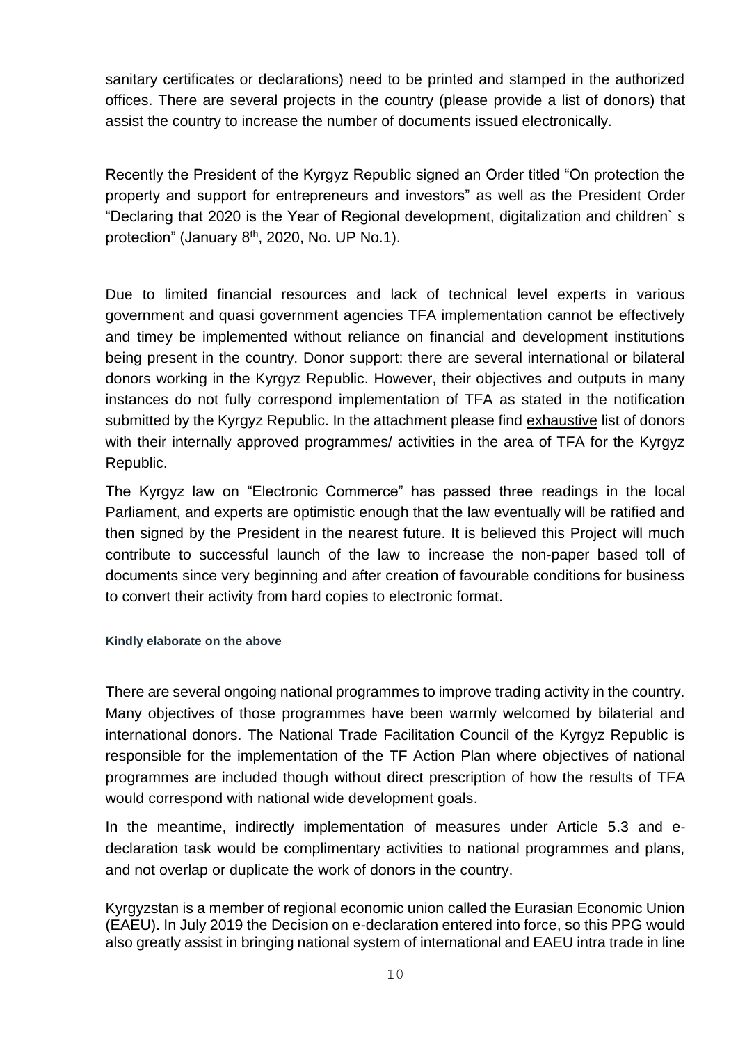sanitary certificates or declarations) need to be printed and stamped in the authorized offices. There are several projects in the country (please provide a list of donors) that assist the country to increase the number of documents issued electronically.

Recently the President of the Kyrgyz Republic signed an Order titled "On protection the property and support for entrepreneurs and investors" as well as the President Order "Declaring that 2020 is the Year of Regional development, digitalization and children` s protection" (January 8th, 2020, No. UP No.1).

Due to limited financial resources and lack of technical level experts in various government and quasi government agencies TFA implementation cannot be effectively and timey be implemented without reliance on financial and development institutions being present in the country. Donor support: there are several international or bilateral donors working in the Kyrgyz Republic. However, their objectives and outputs in many instances do not fully correspond implementation of TFA as stated in the notification submitted by the Kyrgyz Republic. In the attachment please find <u>exhaustive</u> list of donors with their internally approved programmes/ activities in the area of TFA for the Kyrgyz Republic.

The Kyrgyz law on "Electronic Commerce" has passed three readings in the local Parliament, and experts are optimistic enough that the law eventually will be ratified and then signed by the President in the nearest future. It is believed this Project will much contribute to successful launch of the law to increase the non-paper based toll of documents since very beginning and after creation of favourable conditions for business to convert their activity from hard copies to electronic format.

**Kindly elaborate on the above**

There are several ongoing national programmes to improve trading activity in the country. Many objectives of those programmes have been warmly welcomed by bilaterial and international donors. The National Trade Facilitation Council of the Kyrgyz Republic is responsible for the implementation of the TF Action Plan where objectives of national programmes are included though without direct prescription of how the results of TFA would correspond with national wide development goals.

In the meantime, indirectly implementation of measures under Article 5.3 and e-declaration task would be complimentary activities to national programmes and plans, and not overlap or duplicate the work of donors in the country.

Kyrgyzstan is a member of regional economic union called the Eurasian Economic Union (EAEU). In July 2019 the Decision on e-declaration entered into force, so this PPG would also greatly assist in bringing national system of international and EAEU intra trade in line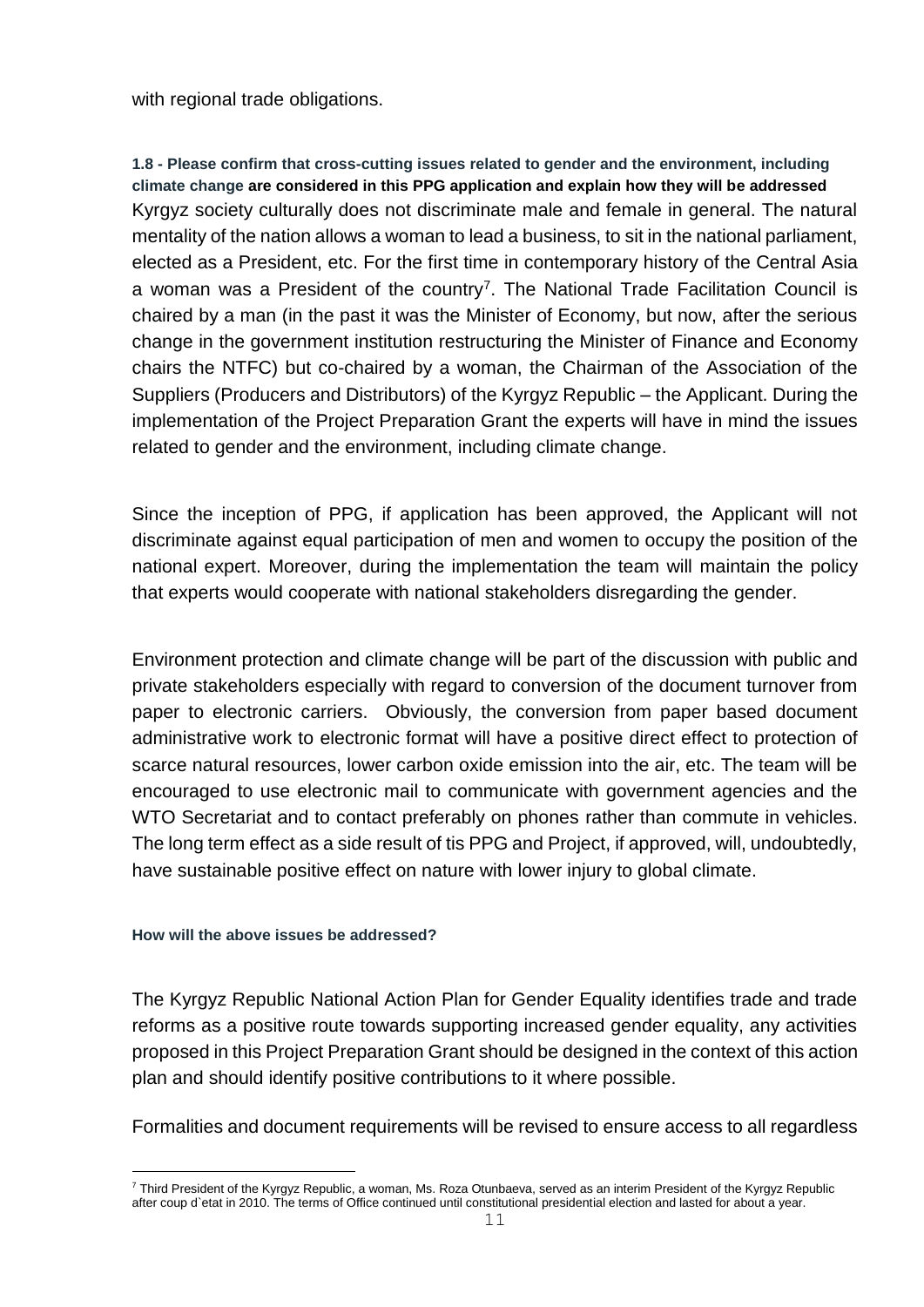with regional trade obligations.

**1.8 - Please confirm that cross-cutting issues related to gender and the environment, including climate change are considered in this PPG application and explain how they will be addressed**

Kyrgyz society culturally does not discriminate male and female in general. The natural mentality of the nation allows a woman to lead a business, to sit in the national parliament, elected as a President, etc. For the first time in contemporary history of the Central Asia a woman was a President of the country[7]. The National Trade Facilitation Council is chaired by a man (in the past it was the Minister of Economy, but now, after the serious change in the government institution restructuring the Minister of Finance and Economy chairs the NTFC) but co-chaired by a woman, the Chairman of the Association of the Suppliers (Producers and Distributors) of the Kyrgyz Republic – the Applicant. During the implementation of the Project Preparation Grant the experts will have in mind the issues related to gender and the environment, including climate change.

Since the inception of PPG, if application has been approved, the Applicant will not discriminate against equal participation of men and women to occupy the position of the national expert. Moreover, during the implementation the team will maintain the policy that experts would cooperate with national stakeholders disregarding the gender.

Environment protection and climate change will be part of the discussion with public and private stakeholders especially with regard to conversion of the document turnover from paper to electronic carriers. Obviously, the conversion from paper based document administrative work to electronic format will have a positive direct effect to protection of scarce natural resources, lower carbon oxide emission into the air, etc. The team will be encouraged to use electronic mail to communicate with government agencies and the WTO Secretariat and to contact preferably on phones rather than commute in vehicles. The long term effect as a side result of tis PPG and Project, if approved, will, undoubtedly, have sustainable positive effect on nature with lower injury to global climate.

**How will the above issues be addressed?**

The Kyrgyz Republic National Action Plan for Gender Equality identifies trade and trade reforms as a positive route towards supporting increased gender equality, any activities proposed in this Project Preparation Grant should be designed in the context of this action plan and should identify positive contributions to it where possible.

Formalities and document requirements will be revised to ensure access to all regardless

[7] Third President of the Kyrgyz Republic, a woman, Ms. Roza Otunbaeva, served as an interim President of the Kyrgyz Republic after coup d`etat in 2010. The terms of Office continued until constitutional presidential election and lasted for about a year.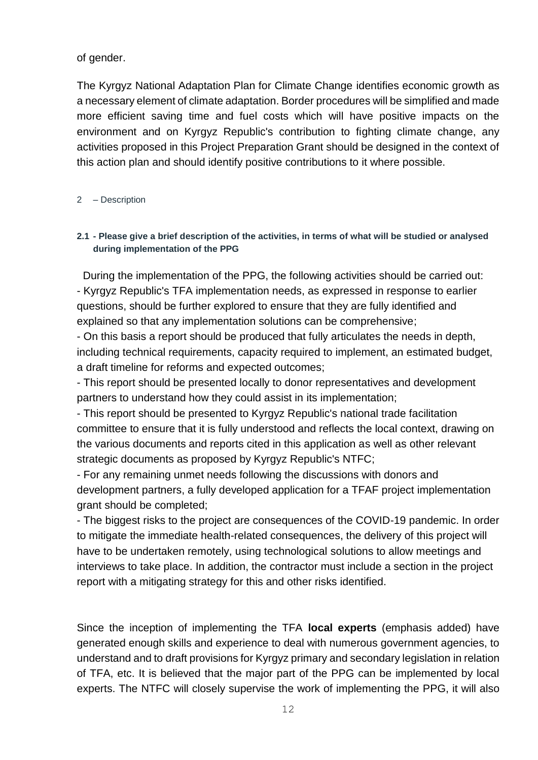of gender.

The Kyrgyz National Adaptation Plan for Climate Change identifies economic growth as a necessary element of climate adaptation. Border procedures will be simplified and made more efficient saving time and fuel costs which will have positive impacts on the environment and on Kyrgyz Republic's contribution to fighting climate change, any activities proposed in this Project Preparation Grant should be designed in the context of this action plan and should identify positive contributions to it where possible.

## 2 – Description

### 2.1 - Please give a brief description of the activities, in terms of what will be studied or analysed during implementation of the PPG

During the implementation of the PPG, the following activities should be carried out:

- Kyrgyz Republic's TFA implementation needs, as expressed in response to earlier questions, should be further explored to ensure that they are fully identified and explained so that any implementation solutions can be comprehensive;
- On this basis a report should be produced that fully articulates the needs in depth, including technical requirements, capacity required to implement, an estimated budget, a draft timeline for reforms and expected outcomes;
- This report should be presented locally to donor representatives and development partners to understand how they could assist in its implementation;
- This report should be presented to Kyrgyz Republic's national trade facilitation committee to ensure that it is fully understood and reflects the local context, drawing on the various documents and reports cited in this application as well as other relevant strategic documents as proposed by Kyrgyz Republic's NTFC;
- For any remaining unmet needs following the discussions with donors and development partners, a fully developed application for a TFAF project implementation grant should be completed;
- The biggest risks to the project are consequences of the COVID-19 pandemic. In order to mitigate the immediate health-related consequences, the delivery of this project will have to be undertaken remotely, using technological solutions to allow meetings and interviews to take place. In addition, the contractor must include a section in the project report with a mitigating strategy for this and other risks identified.

Since the inception of implementing the TFA **local experts** (emphasis added) have generated enough skills and experience to deal with numerous government agencies, to understand and to draft provisions for Kyrgyz primary and secondary legislation in relation of TFA, etc. It is believed that the major part of the PPG can be implemented by local experts. The NTFC will closely supervise the work of implementing the PPG, it will also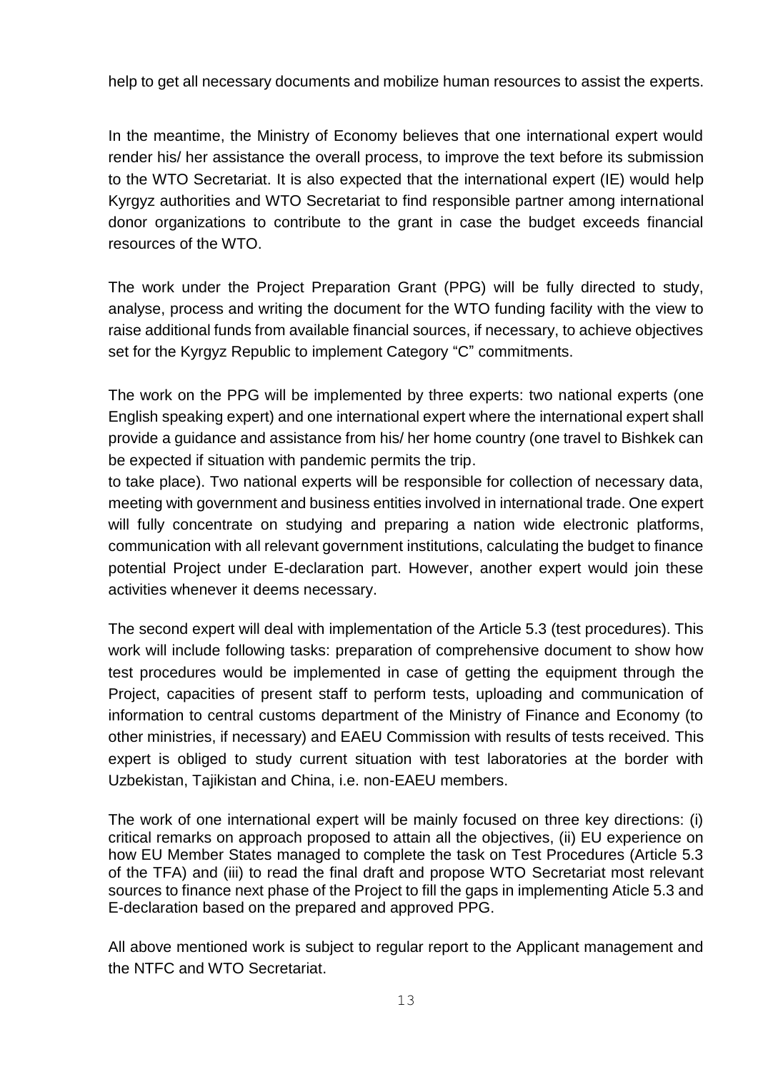help to get all necessary documents and mobilize human resources to assist the experts.

In the meantime, the Ministry of Economy believes that one international expert would render his/ her assistance the overall process, to improve the text before its submission to the WTO Secretariat. It is also expected that the international expert (IE) would help Kyrgyz authorities and WTO Secretariat to find responsible partner among international donor organizations to contribute to the grant in case the budget exceeds financial resources of the WTO.

The work under the Project Preparation Grant (PPG) will be fully directed to study, analyse, process and writing the document for the WTO funding facility with the view to raise additional funds from available financial sources, if necessary, to achieve objectives set for the Kyrgyz Republic to implement Category "C" commitments.

The work on the PPG will be implemented by three experts: two national experts (one English speaking expert) and one international expert where the international expert shall provide a guidance and assistance from his/ her home country (one travel to Bishkek can be expected if situation with pandemic permits the trip.
to take place). Two national experts will be responsible for collection of necessary data, meeting with government and business entities involved in international trade. One expert will fully concentrate on studying and preparing a nation wide electronic platforms, communication with all relevant government institutions, calculating the budget to finance potential Project under E-declaration part. However, another expert would join these activities whenever it deems necessary.

The second expert will deal with implementation of the Article 5.3 (test procedures). This work will include following tasks: preparation of comprehensive document to show how test procedures would be implemented in case of getting the equipment through the Project, capacities of present staff to perform tests, uploading and communication of information to central customs department of the Ministry of Finance and Economy (to other ministries, if necessary) and EAEU Commission with results of tests received. This expert is obliged to study current situation with test laboratories at the border with Uzbekistan, Tajikistan and China, i.e. non-EAEU members.

The work of one international expert will be mainly focused on three key directions: (i) critical remarks on approach proposed to attain all the objectives, (ii) EU experience on how EU Member States managed to complete the task on Test Procedures (Article 5.3 of the TFA) and (iii) to read the final draft and propose WTO Secretariat most relevant sources to finance next phase of the Project to fill the gaps in implementing Aticle 5.3 and E-declaration based on the prepared and approved PPG.

All above mentioned work is subject to regular report to the Applicant management and the NTFC and WTO Secretariat.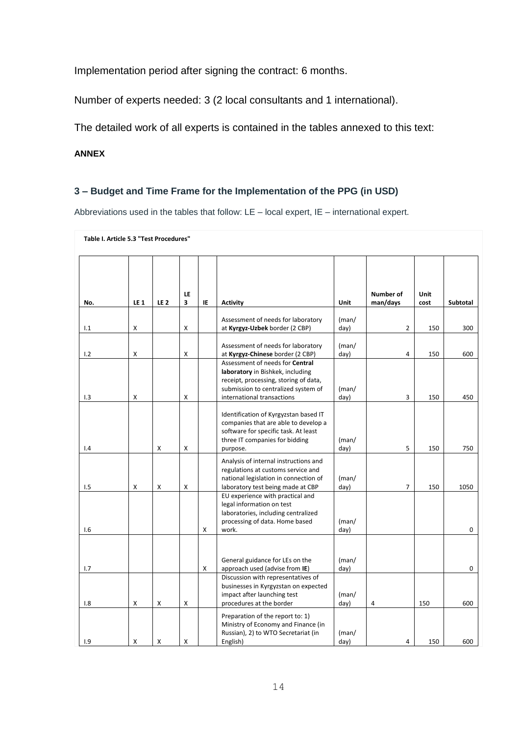Implementation period after signing the contract: 6 months.

Number of experts needed: 3 (2 local consultants and 1 international).

The detailed work of all experts is contained in the tables annexed to this text:

**ANNEX**

## 3 – Budget and Time Frame for the Implementation of the PPG (in USD)

Abbreviations used in the tables that follow: LE – local expert, IE – international expert.

**Table I. Article 5.3 "Test Procedures"**

| No. | LE 1 | LE 2 | LE 3 | IE | Activity | Unit | Number of man/days | Unit cost | Subtotal |
|---|---|---|---|---|---|---|---|---|---|
| I.1 | X | | X | | Assessment of needs for laboratory at **Kyrgyz-Uzbek** border (2 CBP) | (man/ day) | 2 | 150 | 300 |
| I.2 | X | | X | | Assessment of needs for laboratory at **Kyrgyz-Chinese** border (2 CBP) | (man/ day) | 4 | 150 | 600 |
| I.3 | X | | X | | Assessment of needs for **Central laboratory** in Bishkek, including receipt, processing, storing of data, submission to centralized system of international transactions | (man/ day) | 3 | 150 | 450 |
| I.4 | | X | X | | Identification of Kyrgyzstan based IT companies that are able to develop a software for specific task. At least three IT companies for bidding purpose. | (man/ day) | 5 | 150 | 750 |
| I.5 | X | X | X | | Analysis of internal instructions and regulations at customs service and national legislation in connection of laboratory test being made at CBP | (man/ day) | 7 | 150 | 1050 |
| I.6 | | | | X | EU experience with practical and legal information on test laboratories, including centralized processing of data. Home based work. | (man/ day) | | | 0 |
| I.7 | | | | X | General guidance for LEs on the approach used (advise from **IE**) | (man/ day) | | | 0 |
| I.8 | X | X | X | | Discussion with representatives of businesses in Kyrgyzstan on expected impact after launching test procedures at the border | (man/ day) | 4 | 150 | 600 |
| I.9 | X | X | X | | Preparation of the report to: 1) Ministry of Economy and Finance (in Russian), 2) to WTO Secretariat (in English) | (man/ day) | 4 | 150 | 600 |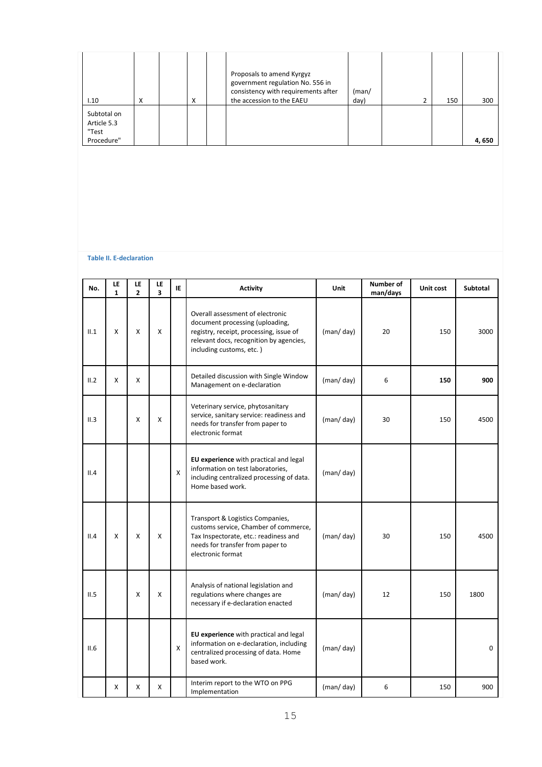| I.10 | X | | X | | Proposals to amend Kyrgyz government regulation No. 556 in consistency with requirements after the accession to the EAEU | (man/ day) | 2 | 150 | 300 |
|---|---|---|---|---|---|---|---|---|---|
| Subtotal on Article 5.3 "Test Procedure" | | | | | | | | | 4, 650 |

**Table II. E-declaration**

| No. | LE 1 | LE 2 | LE 3 | IE | Activity | Unit | Number of man/days | Unit cost | Subtotal |
|---|---|---|---|---|---|---|---|---|---|
| II.1 | X | X | X | | Overall assessment of electronic document processing (uploading, registry, receipt, processing, issue of relevant docs, recognition by agencies, including customs, etc. ) | (man/ day) | 20 | 150 | 3000 |
| II.2 | X | X | | | Detailed discussion with Single Window Management on e-declaration | (man/ day) | 6 | **150** | **900** |
| II.3 | | X | X | | Veterinary service, phytosanitary service, sanitary service: readiness and needs for transfer from paper to electronic format | (man/ day) | 30 | 150 | 4500 |
| II.4 | | | | X | **EU experience** with practical and legal information on test laboratories, including centralized processing of data. Home based work. | (man/ day) | | | |
| II.4 | X | X | X | | Transport & Logistics Companies, customs service, Chamber of commerce, Tax Inspectorate, etc.: readiness and needs for transfer from paper to electronic format | (man/ day) | 30 | 150 | 4500 |
| II.5 | | X | X | | Analysis of national legislation and regulations where changes are necessary if e-declaration enacted | (man/ day) | 12 | 150 | 1800 |
| II.6 | | | | X | **EU experience** with practical and legal information on e-declaration, including centralized processing of data. Home based work. | (man/ day) | | | 0 |
| | X | X | X | | Interim report to the WTO on PPG Implementation | (man/ day) | 6 | 150 | 900 |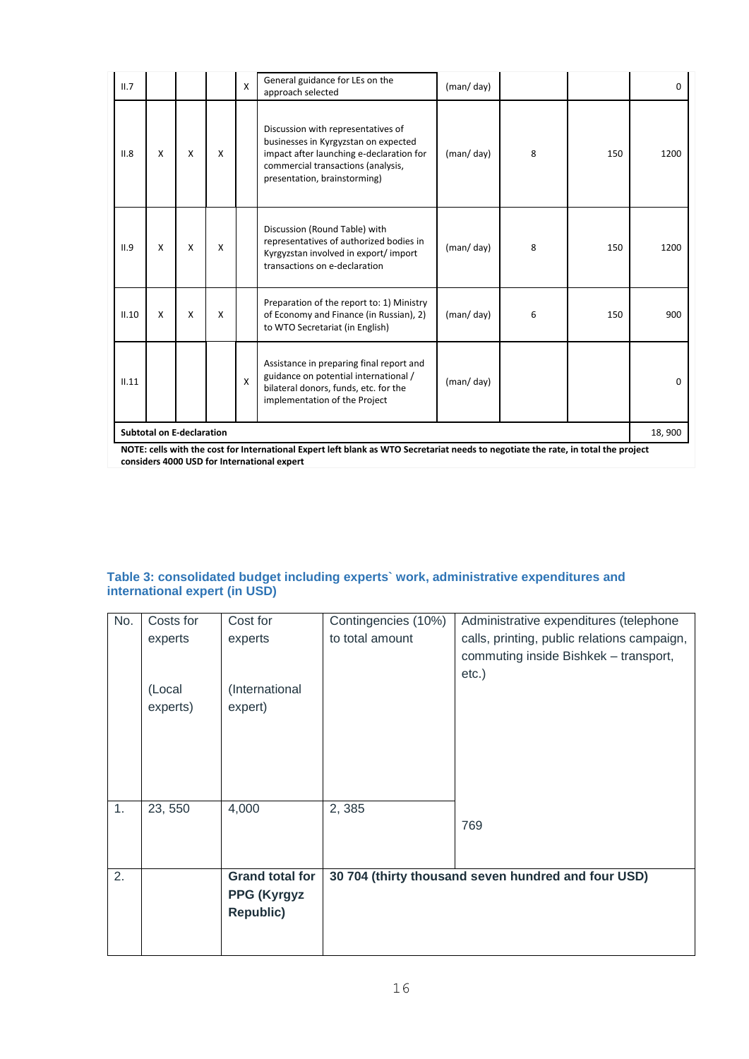| | | | | | | | | | |
|---|---|---|---|---|---|---|---|---|---|
| II.7 | | | | X | General guidance for LEs on the approach selected | (man/ day) | | | 0 |
| II.8 | X | X | X | | Discussion with representatives of businesses in Kyrgyzstan on expected impact after launching e-declaration for commercial transactions (analysis, presentation, brainstorming) | (man/ day) | 8 | 150 | 1200 |
| II.9 | X | X | X | | Discussion (Round Table) with representatives of authorized bodies in Kyrgyzstan involved in export/ import transactions on e-declaration | (man/ day) | 8 | 150 | 1200 |
| II.10 | X | X | X | | Preparation of the report to: 1) Ministry of Economy and Finance (in Russian), 2) to WTO Secretariat (in English) | (man/ day) | 6 | 150 | 900 |
| II.11 | | | | X | Assistance in preparing final report and guidance on potential international / bilateral donors, funds, etc. for the implementation of the Project | (man/ day) | | | 0 |
| **Subtotal on E-declaration** | | | | | | | | | 18, 900 |

**NOTE: cells with the cost for International Expert left blank as WTO Secretariat needs to negotiate the rate, in total the project considers 4000 USD for International expert**

### Table 3: consolidated budget including experts` work, administrative expenditures and international expert (in USD)

| No. | Costs for experts (Local experts) | Cost for experts (International expert) | Contingencies (10%) to total amount | Administrative expenditures (telephone calls, printing, public relations campaign, commuting inside Bishkek – transport, etc.) |
|---|---|---|---|---|
| 1. | 23, 550 | 4,000 | 2, 385 | 769 |
| 2. | | **Grand total for PPG (Kyrgyz Republic)** | **30 704 (thirty thousand seven hundred and four USD)** | |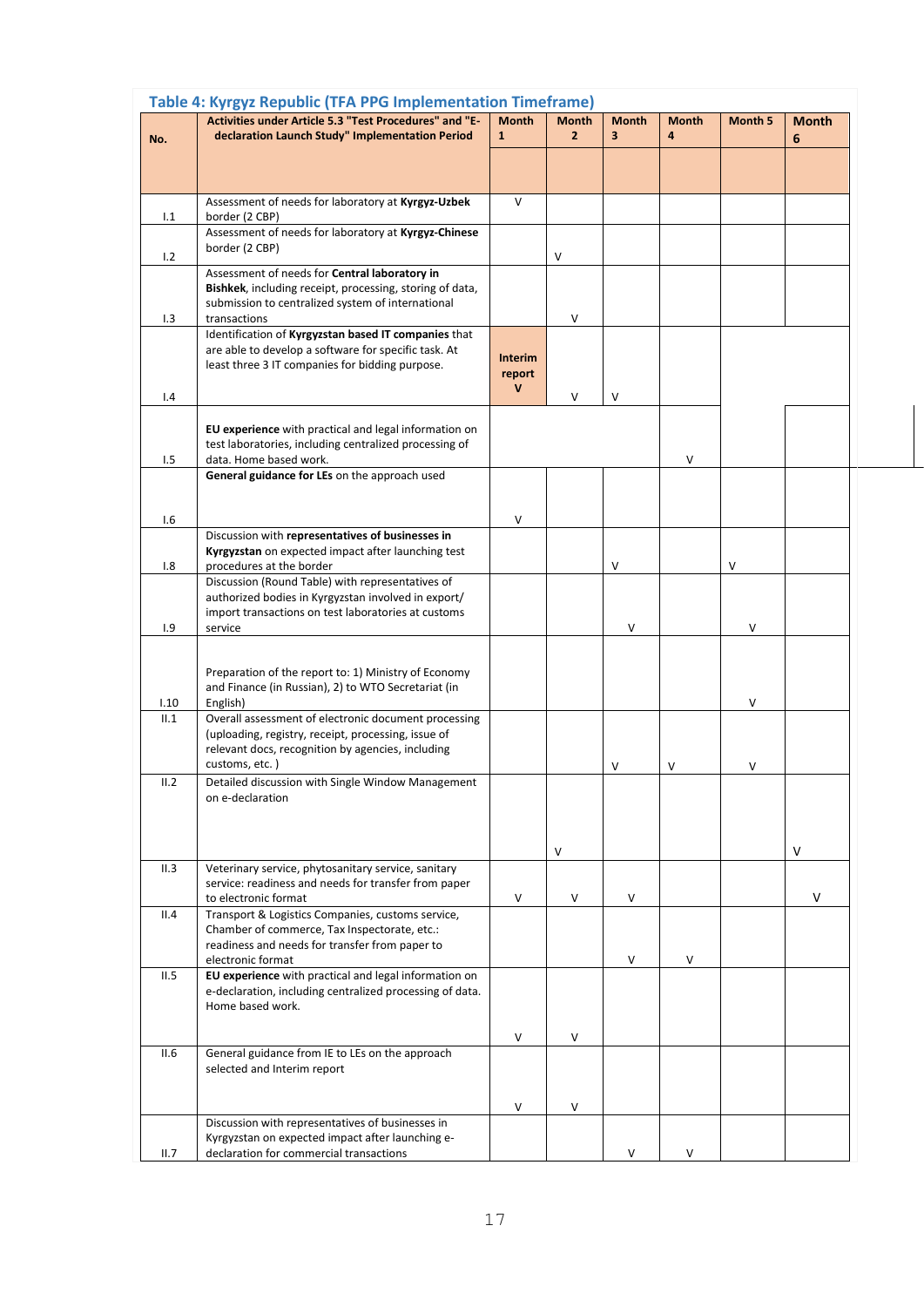### Table 4: Kyrgyz Republic (TFA PPG Implementation Timeframe)

| No. | Activities under Article 5.3 "Test Procedures" and "E-declaration Launch Study" Implementation Period | Month 1 | Month 2 | Month 3 | Month 4 | Month 5 | Month 6 |
|---|---|---|---|---|---|---|---|
| I.1 | Assessment of needs for laboratory at **Kyrgyz-Uzbek** border (2 CBP) | V | | | | | |
| I.2 | Assessment of needs for laboratory at **Kyrgyz-Chinese** border (2 CBP) | | V | | | | |
| I.3 | Assessment of needs for **Central laboratory in Bishkek**, including receipt, processing, storing of data, submission to centralized system of international transactions | | V | | | | |
| I.4 | Identification of **Kyrgyzstan based IT companies** that are able to develop a software for specific task. At least three 3 IT companies for bidding purpose. | **Interim report V** | V | V | | | |
| I.5 | **EU experience** with practical and legal information on test laboratories, including centralized processing of data. Home based work. | | | | V | | |
| I.6 | **General guidance for LEs** on the approach used | V | | | | | |
| I.8 | Discussion with **representatives of businesses in Kyrgyzstan** on expected impact after launching test procedures at the border | | | V | | V | |
| I.9 | Discussion (Round Table) with representatives of authorized bodies in Kyrgyzstan involved in export/ import transactions on test laboratories at customs service | | | V | | V | |
| I.10 | Preparation of the report to: 1) Ministry of Economy and Finance (in Russian), 2) to WTO Secretariat (in English) | | | | | V | |
| II.1 | Overall assessment of electronic document processing (uploading, registry, receipt, processing, issue of relevant docs, recognition by agencies, including customs, etc. ) | | | V | V | V | |
| II.2 | Detailed discussion with Single Window Management on e-declaration | | V | | | | V |
| II.3 | Veterinary service, phytosanitary service, sanitary service: readiness and needs for transfer from paper to electronic format | V | V | V | | | V |
| II.4 | Transport & Logistics Companies, customs service, Chamber of commerce, Tax Inspectorate, etc.: readiness and needs for transfer from paper to electronic format | | | V | V | | |
| II.5 | **EU experience** with practical and legal information on e-declaration, including centralized processing of data. Home based work. | V | V | | | | |
| II.6 | General guidance from IE to LEs on the approach selected and Interim report | V | V | | | | |
| II.7 | Discussion with representatives of businesses in Kyrgyzstan on expected impact after launching e-declaration for commercial transactions | | | V | V | | |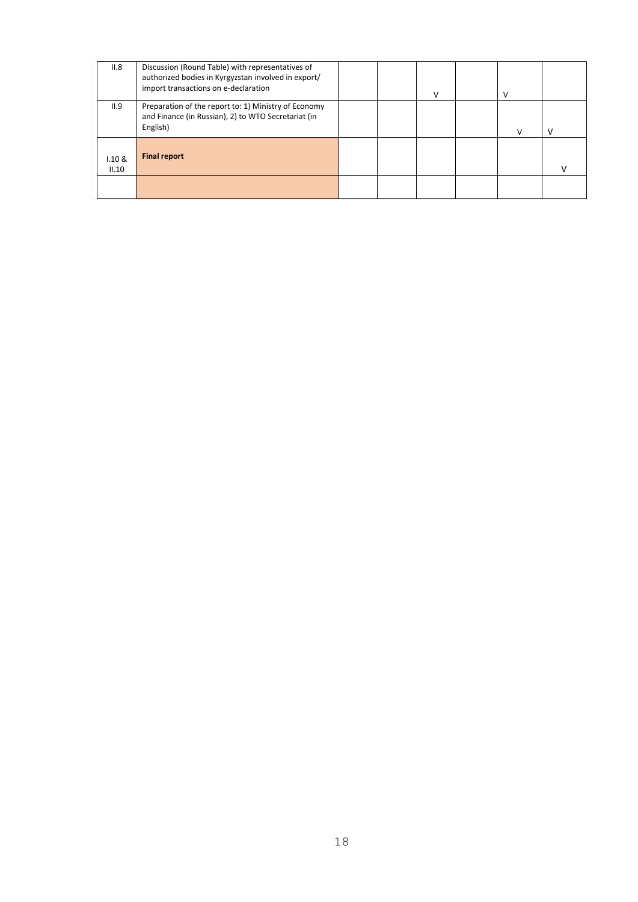| | | | | | | | |
|---|---|---|---|---|---|---|---|
| II.8 | Discussion (Round Table) with representatives of authorized bodies in Kyrgyzstan involved in export/ import transactions on e-declaration | | | V | | V | |
| II.9 | Preparation of the report to: 1) Ministry of Economy and Finance (in Russian), 2) to WTO Secretariat (in English) | | | | | V | V |
| I.10 & II.10 | **Final report** | | | | | | V |
| | | | | | | | |